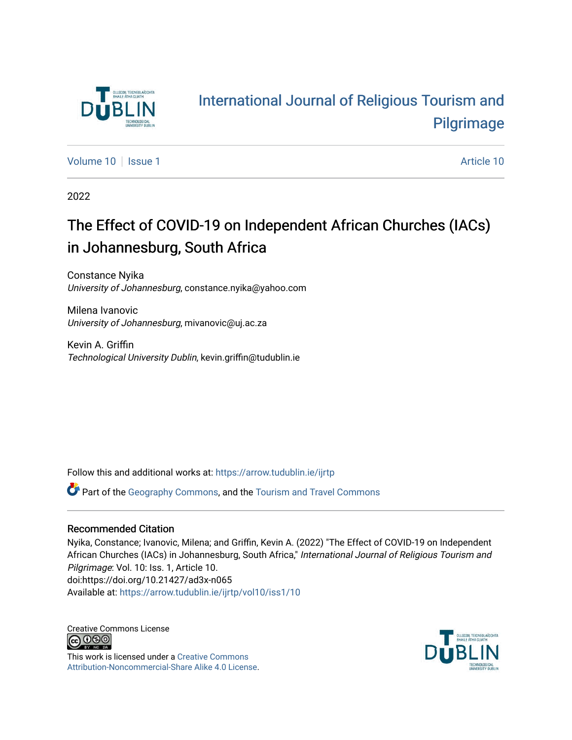International Journal of Religious Tourism and Pilgrimage

Volume 10 | Issue 1 | Article 10

2022

# The Effect of COVID-19 on Independent African Churches (IACs) in Johannesburg, South Africa

Constance Nyika
*University of Johannesburg*, constance.nyika@yahoo.com

Milena Ivanovic
*University of Johannesburg*, mivanovic@uj.ac.za

Kevin A. Griffin
*Technological University Dublin*, kevin.griffin@tudublin.ie

Follow this and additional works at: https://arrow.tudublin.ie/ijrtp

Part of the Geography Commons, and the Tourism and Travel Commons

## Recommended Citation

Nyika, Constance; Ivanovic, Milena; and Griffin, Kevin A. (2022) "The Effect of COVID-19 on Independent African Churches (IACs) in Johannesburg, South Africa," *International Journal of Religious Tourism and Pilgrimage*: Vol. 10: Iss. 1, Article 10.
doi:https://doi.org/10.21427/ad3x-n065
Available at: https://arrow.tudublin.ie/ijrtp/vol10/iss1/10

Creative Commons License

This work is licensed under a Creative Commons Attribution-Noncommercial-Share Alike 4.0 License.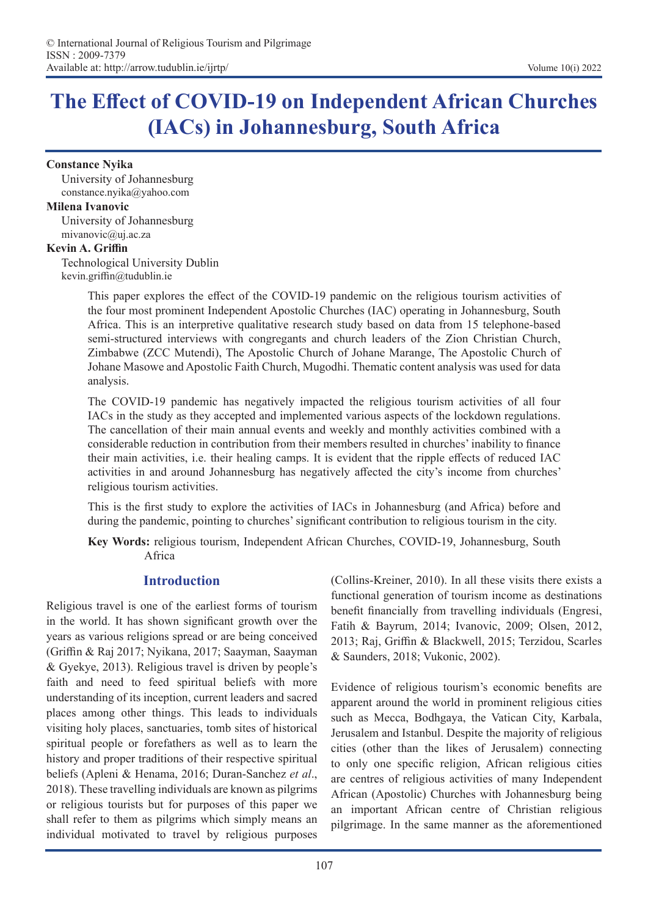# The Effect of COVID-19 on Independent African Churches (IACs) in Johannesburg, South Africa

**Constance Nyika**
University of Johannesburg
constance.nyika@yahoo.com

**Milena Ivanovic**
University of Johannesburg
mivanovic@uj.ac.za

**Kevin A. Griffin**
Technological University Dublin
kevin.griffin@tudublin.ie

This paper explores the effect of the COVID-19 pandemic on the religious tourism activities of the four most prominent Independent Apostolic Churches (IAC) operating in Johannesburg, South Africa. This is an interpretive qualitative research study based on data from 15 telephone-based semi-structured interviews with congregants and church leaders of the Zion Christian Church, Zimbabwe (ZCC Mutendi), The Apostolic Church of Johane Marange, The Apostolic Church of Johane Masowe and Apostolic Faith Church, Mugodhi. Thematic content analysis was used for data analysis.

The COVID-19 pandemic has negatively impacted the religious tourism activities of all four IACs in the study as they accepted and implemented various aspects of the lockdown regulations. The cancellation of their main annual events and weekly and monthly activities combined with a considerable reduction in contribution from their members resulted in churches' inability to finance their main activities, i.e. their healing camps. It is evident that the ripple effects of reduced IAC activities in and around Johannesburg has negatively affected the city's income from churches' religious tourism activities.

This is the first study to explore the activities of IACs in Johannesburg (and Africa) before and during the pandemic, pointing to churches' significant contribution to religious tourism in the city.

**Key Words:** religious tourism, Independent African Churches, COVID-19, Johannesburg, South Africa

## Introduction

Religious travel is one of the earliest forms of tourism in the world. It has shown significant growth over the years as various religions spread or are being conceived (Griffin & Raj 2017; Nyikana, 2017; Saayman, Saayman & Gyekye, 2013). Religious travel is driven by people's faith and need to feed spiritual beliefs with more understanding of its inception, current leaders and sacred places among other things. This leads to individuals visiting holy places, sanctuaries, tomb sites of historical spiritual people or forefathers as well as to learn the history and proper traditions of their respective spiritual beliefs (Apleni & Henama, 2016; Duran-Sanchez *et al*., 2018). These travelling individuals are known as pilgrims or religious tourists but for purposes of this paper we shall refer to them as pilgrims which simply means an individual motivated to travel by religious purposes (Collins-Kreiner, 2010). In all these visits there exists a functional generation of tourism income as destinations benefit financially from travelling individuals (Engresi, Fatih & Bayrum, 2014; Ivanovic, 2009; Olsen, 2012, 2013; Raj, Griffin & Blackwell, 2015; Terzidou, Scarles & Saunders, 2018; Vukonic, 2002).

Evidence of religious tourism's economic benefits are apparent around the world in prominent religious cities such as Mecca, Bodhgaya, the Vatican City, Karbala, Jerusalem and Istanbul. Despite the majority of religious cities (other than the likes of Jerusalem) connecting to only one specific religion, African religious cities are centres of religious activities of many Independent African (Apostolic) Churches with Johannesburg being an important African centre of Christian religious pilgrimage. In the same manner as the aforementioned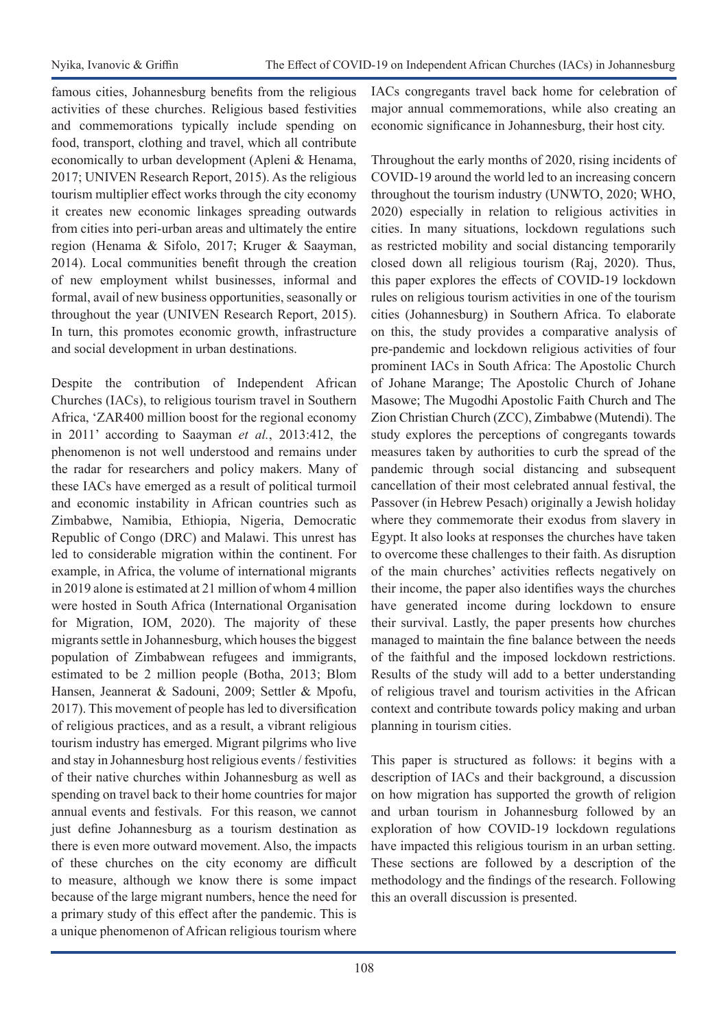famous cities, Johannesburg benefits from the religious activities of these churches. Religious based festivities and commemorations typically include spending on food, transport, clothing and travel, which all contribute economically to urban development (Apleni & Henama, 2017; UNIVEN Research Report, 2015). As the religious tourism multiplier effect works through the city economy it creates new economic linkages spreading outwards from cities into peri-urban areas and ultimately the entire region (Henama & Sifolo, 2017; Kruger & Saayman, 2014). Local communities benefit through the creation of new employment whilst businesses, informal and formal, avail of new business opportunities, seasonally or throughout the year (UNIVEN Research Report, 2015). In turn, this promotes economic growth, infrastructure and social development in urban destinations.

Despite the contribution of Independent African Churches (IACs), to religious tourism travel in Southern Africa, 'ZAR400 million boost for the regional economy in 2011' according to Saayman *et al.*, 2013:412, the phenomenon is not well understood and remains under the radar for researchers and policy makers. Many of these IACs have emerged as a result of political turmoil and economic instability in African countries such as Zimbabwe, Namibia, Ethiopia, Nigeria, Democratic Republic of Congo (DRC) and Malawi. This unrest has led to considerable migration within the continent. For example, in Africa, the volume of international migrants in 2019 alone is estimated at 21 million of whom 4 million were hosted in South Africa (International Organisation for Migration, IOM, 2020). The majority of these migrants settle in Johannesburg, which houses the biggest population of Zimbabwean refugees and immigrants, estimated to be 2 million people (Botha, 2013; Blom Hansen, Jeannerat & Sadouni, 2009; Settler & Mpofu, 2017). This movement of people has led to diversification of religious practices, and as a result, a vibrant religious tourism industry has emerged. Migrant pilgrims who live and stay in Johannesburg host religious events / festivities of their native churches within Johannesburg as well as spending on travel back to their home countries for major annual events and festivals. For this reason, we cannot just define Johannesburg as a tourism destination as there is even more outward movement. Also, the impacts of these churches on the city economy are difficult to measure, although we know there is some impact because of the large migrant numbers, hence the need for a primary study of this effect after the pandemic. This is a unique phenomenon of African religious tourism where IACs congregants travel back home for celebration of major annual commemorations, while also creating an economic significance in Johannesburg, their host city.

Throughout the early months of 2020, rising incidents of COVID-19 around the world led to an increasing concern throughout the tourism industry (UNWTO, 2020; WHO, 2020) especially in relation to religious activities in cities. In many situations, lockdown regulations such as restricted mobility and social distancing temporarily closed down all religious tourism (Raj, 2020). Thus, this paper explores the effects of COVID-19 lockdown rules on religious tourism activities in one of the tourism cities (Johannesburg) in Southern Africa. To elaborate on this, the study provides a comparative analysis of pre-pandemic and lockdown religious activities of four prominent IACs in South Africa: The Apostolic Church of Johane Marange; The Apostolic Church of Johane Masowe; The Mugodhi Apostolic Faith Church and The Zion Christian Church (ZCC), Zimbabwe (Mutendi). The study explores the perceptions of congregants towards measures taken by authorities to curb the spread of the pandemic through social distancing and subsequent cancellation of their most celebrated annual festival, the Passover (in Hebrew Pesach) originally a Jewish holiday where they commemorate their exodus from slavery in Egypt. It also looks at responses the churches have taken to overcome these challenges to their faith. As disruption of the main churches' activities reflects negatively on their income, the paper also identifies ways the churches have generated income during lockdown to ensure their survival. Lastly, the paper presents how churches managed to maintain the fine balance between the needs of the faithful and the imposed lockdown restrictions. Results of the study will add to a better understanding of religious travel and tourism activities in the African context and contribute towards policy making and urban planning in tourism cities.

This paper is structured as follows: it begins with a description of IACs and their background, a discussion on how migration has supported the growth of religion and urban tourism in Johannesburg followed by an exploration of how COVID-19 lockdown regulations have impacted this religious tourism in an urban setting. These sections are followed by a description of the methodology and the findings of the research. Following this an overall discussion is presented.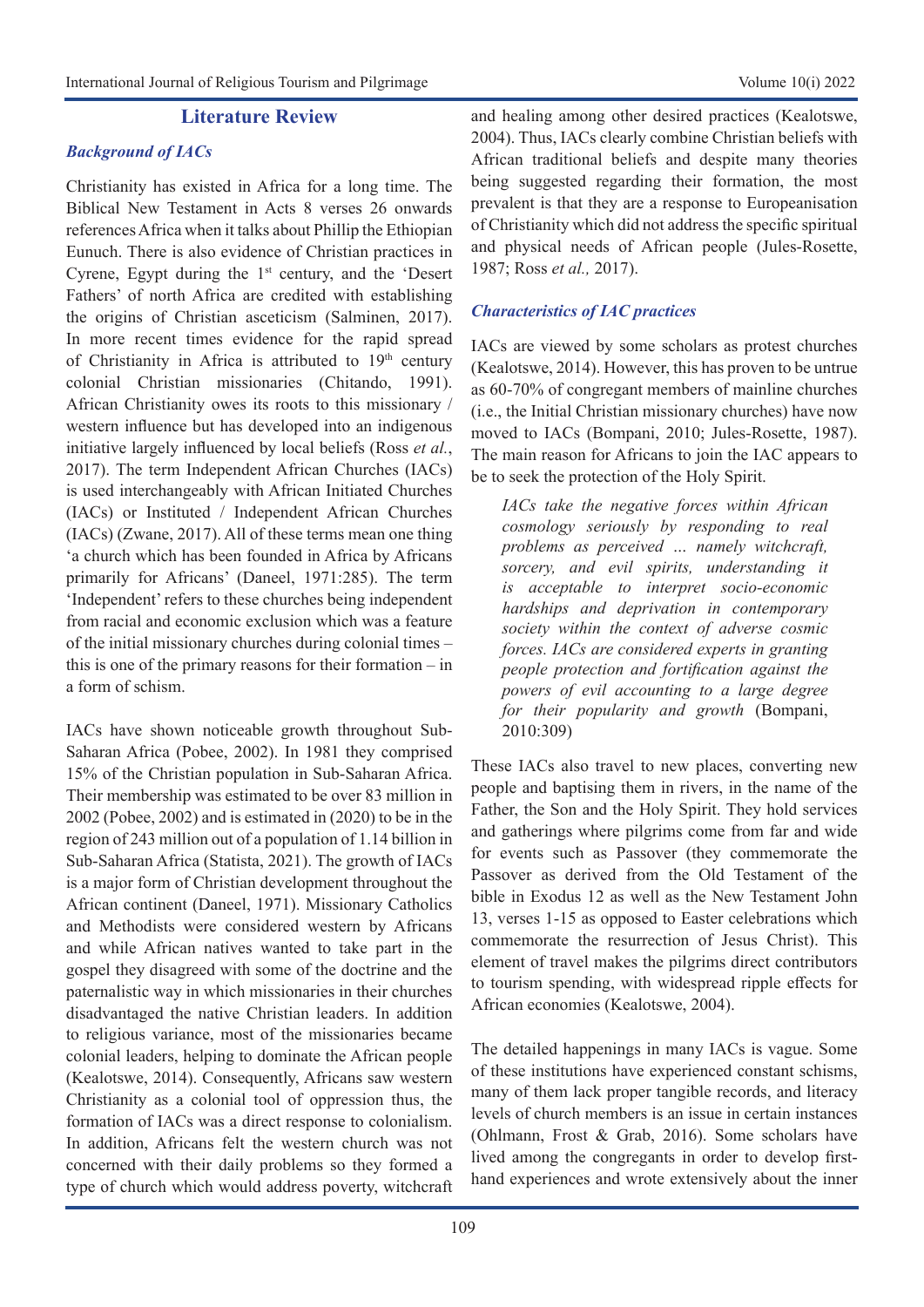## Literature Review

### *Background of IACs*

Christianity has existed in Africa for a long time. The Biblical New Testament in Acts 8 verses 26 onwards references Africa when it talks about Phillip the Ethiopian Eunuch. There is also evidence of Christian practices in Cyrene, Egypt during the 1st century, and the 'Desert Fathers' of north Africa are credited with establishing the origins of Christian asceticism (Salminen, 2017). In more recent times evidence for the rapid spread of Christianity in Africa is attributed to 19th century colonial Christian missionaries (Chitando, 1991). African Christianity owes its roots to this missionary / western influence but has developed into an indigenous initiative largely influenced by local beliefs (Ross *et al.*, 2017). The term Independent African Churches (IACs) is used interchangeably with African Initiated Churches (IACs) or Instituted / Independent African Churches (IACs) (Zwane, 2017). All of these terms mean one thing 'a church which has been founded in Africa by Africans primarily for Africans' (Daneel, 1971:285). The term 'Independent' refers to these churches being independent from racial and economic exclusion which was a feature of the initial missionary churches during colonial times – this is one of the primary reasons for their formation – in a form of schism.

IACs have shown noticeable growth throughout Sub-Saharan Africa (Pobee, 2002). In 1981 they comprised 15% of the Christian population in Sub-Saharan Africa. Their membership was estimated to be over 83 million in 2002 (Pobee, 2002) and is estimated in (2020) to be in the region of 243 million out of a population of 1.14 billion in Sub-Saharan Africa (Statista, 2021). The growth of IACs is a major form of Christian development throughout the African continent (Daneel, 1971). Missionary Catholics and Methodists were considered western by Africans and while African natives wanted to take part in the gospel they disagreed with some of the doctrine and the paternalistic way in which missionaries in their churches disadvantaged the native Christian leaders. In addition to religious variance, most of the missionaries became colonial leaders, helping to dominate the African people (Kealotswe, 2014). Consequently, Africans saw western Christianity as a colonial tool of oppression thus, the formation of IACs was a direct response to colonialism. In addition, Africans felt the western church was not concerned with their daily problems so they formed a type of church which would address poverty, witchcraft and healing among other desired practices (Kealotswe, 2004). Thus, IACs clearly combine Christian beliefs with African traditional beliefs and despite many theories being suggested regarding their formation, the most prevalent is that they are a response to Europeanisation of Christianity which did not address the specific spiritual and physical needs of African people (Jules-Rosette, 1987; Ross *et al.,* 2017).

### *Characteristics of IAC practices*

IACs are viewed by some scholars as protest churches (Kealotswe, 2014). However, this has proven to be untrue as 60-70% of congregant members of mainline churches (i.e., the Initial Christian missionary churches) have now moved to IACs (Bompani, 2010; Jules-Rosette, 1987). The main reason for Africans to join the IAC appears to be to seek the protection of the Holy Spirit.

> *IACs take the negative forces within African cosmology seriously by responding to real problems as perceived … namely witchcraft, sorcery, and evil spirits, understanding it is acceptable to interpret socio-economic hardships and deprivation in contemporary society within the context of adverse cosmic forces. IACs are considered experts in granting people protection and fortification against the powers of evil accounting to a large degree for their popularity and growth* (Bompani, 2010:309)

These IACs also travel to new places, converting new people and baptising them in rivers, in the name of the Father, the Son and the Holy Spirit. They hold services and gatherings where pilgrims come from far and wide for events such as Passover (they commemorate the Passover as derived from the Old Testament of the bible in Exodus 12 as well as the New Testament John 13, verses 1-15 as opposed to Easter celebrations which commemorate the resurrection of Jesus Christ). This element of travel makes the pilgrims direct contributors to tourism spending, with widespread ripple effects for African economies (Kealotswe, 2004).

The detailed happenings in many IACs is vague. Some of these institutions have experienced constant schisms, many of them lack proper tangible records, and literacy levels of church members is an issue in certain instances (Ohlmann, Frost & Grab, 2016). Some scholars have lived among the congregants in order to develop first-hand experiences and wrote extensively about the inner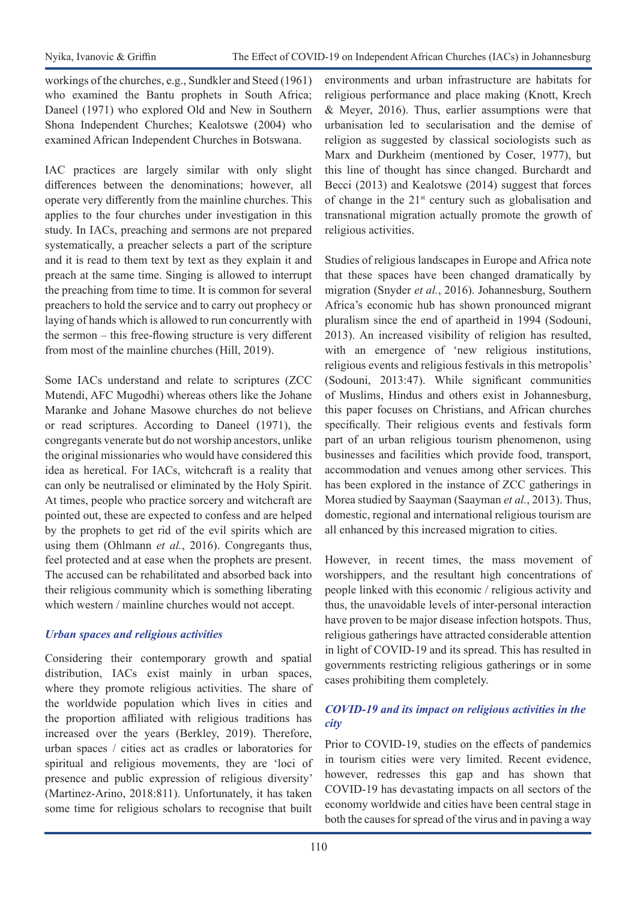workings of the churches, e.g., Sundkler and Steed (1961) who examined the Bantu prophets in South Africa; Daneel (1971) who explored Old and New in Southern Shona Independent Churches; Kealotswe (2004) who examined African Independent Churches in Botswana.

IAC practices are largely similar with only slight differences between the denominations; however, all operate very differently from the mainline churches. This applies to the four churches under investigation in this study. In IACs, preaching and sermons are not prepared systematically, a preacher selects a part of the scripture and it is read to them text by text as they explain it and preach at the same time. Singing is allowed to interrupt the preaching from time to time. It is common for several preachers to hold the service and to carry out prophecy or laying of hands which is allowed to run concurrently with the sermon – this free-flowing structure is very different from most of the mainline churches (Hill, 2019).

Some IACs understand and relate to scriptures (ZCC Mutendi, AFC Mugodhi) whereas others like the Johane Maranke and Johane Masowe churches do not believe or read scriptures. According to Daneel (1971), the congregants venerate but do not worship ancestors, unlike the original missionaries who would have considered this idea as heretical. For IACs, witchcraft is a reality that can only be neutralised or eliminated by the Holy Spirit. At times, people who practice sorcery and witchcraft are pointed out, these are expected to confess and are helped by the prophets to get rid of the evil spirits which are using them (Ohlmann *et al.*, 2016). Congregants thus, feel protected and at ease when the prophets are present. The accused can be rehabilitated and absorbed back into their religious community which is something liberating which western / mainline churches would not accept.

### *Urban spaces and religious activities*

Considering their contemporary growth and spatial distribution, IACs exist mainly in urban spaces, where they promote religious activities. The share of the worldwide population which lives in cities and the proportion affiliated with religious traditions has increased over the years (Berkley, 2019). Therefore, urban spaces / cities act as cradles or laboratories for spiritual and religious movements, they are 'loci of presence and public expression of religious diversity' (Martinez-Arino, 2018:811). Unfortunately, it has taken some time for religious scholars to recognise that built environments and urban infrastructure are habitats for religious performance and place making (Knott, Krech & Meyer, 2016). Thus, earlier assumptions were that urbanisation led to secularisation and the demise of religion as suggested by classical sociologists such as Marx and Durkheim (mentioned by Coser, 1977), but this line of thought has since changed. Burchardt and Becci (2013) and Kealotswe (2014) suggest that forces of change in the 21st century such as globalisation and transnational migration actually promote the growth of religious activities.

Studies of religious landscapes in Europe and Africa note that these spaces have been changed dramatically by migration (Snyder *et al.*, 2016). Johannesburg, Southern Africa's economic hub has shown pronounced migrant pluralism since the end of apartheid in 1994 (Sodouni, 2013). An increased visibility of religion has resulted, with an emergence of 'new religious institutions, religious events and religious festivals in this metropolis' (Sodouni, 2013:47). While significant communities of Muslims, Hindus and others exist in Johannesburg, this paper focuses on Christians, and African churches specifically. Their religious events and festivals form part of an urban religious tourism phenomenon, using businesses and facilities which provide food, transport, accommodation and venues among other services. This has been explored in the instance of ZCC gatherings in Morea studied by Saayman (Saayman *et al.*, 2013). Thus, domestic, regional and international religious tourism are all enhanced by this increased migration to cities.

However, in recent times, the mass movement of worshippers, and the resultant high concentrations of people linked with this economic / religious activity and thus, the unavoidable levels of inter-personal interaction have proven to be major disease infection hotspots. Thus, religious gatherings have attracted considerable attention in light of COVID-19 and its spread. This has resulted in governments restricting religious gatherings or in some cases prohibiting them completely.

### *COVID-19 and its impact on religious activities in the city*

Prior to COVID-19, studies on the effects of pandemics in tourism cities were very limited. Recent evidence, however, redresses this gap and has shown that COVID-19 has devastating impacts on all sectors of the economy worldwide and cities have been central stage in both the causes for spread of the virus and in paving a way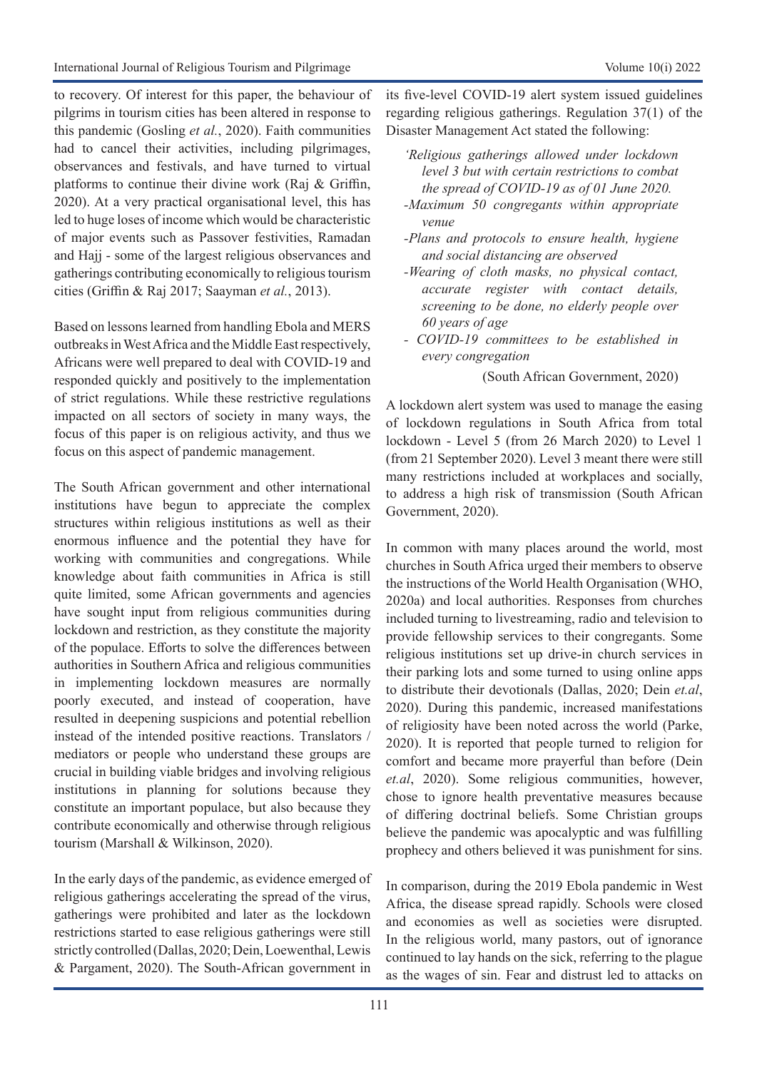to recovery. Of interest for this paper, the behaviour of pilgrims in tourism cities has been altered in response to this pandemic (Gosling *et al.*, 2020). Faith communities had to cancel their activities, including pilgrimages, observances and festivals, and have turned to virtual platforms to continue their divine work (Raj & Griffin, 2020). At a very practical organisational level, this has led to huge loses of income which would be characteristic of major events such as Passover festivities, Ramadan and Hajj - some of the largest religious observances and gatherings contributing economically to religious tourism cities (Griffin & Raj 2017; Saayman *et al.*, 2013).

Based on lessons learned from handling Ebola and MERS outbreaks in West Africa and the Middle East respectively, Africans were well prepared to deal with COVID-19 and responded quickly and positively to the implementation of strict regulations. While these restrictive regulations impacted on all sectors of society in many ways, the focus of this paper is on religious activity, and thus we focus on this aspect of pandemic management.

The South African government and other international institutions have begun to appreciate the complex structures within religious institutions as well as their enormous influence and the potential they have for working with communities and congregations. While knowledge about faith communities in Africa is still quite limited, some African governments and agencies have sought input from religious communities during lockdown and restriction, as they constitute the majority of the populace. Efforts to solve the differences between authorities in Southern Africa and religious communities in implementing lockdown measures are normally poorly executed, and instead of cooperation, have resulted in deepening suspicions and potential rebellion instead of the intended positive reactions. Translators / mediators or people who understand these groups are crucial in building viable bridges and involving religious institutions in planning for solutions because they constitute an important populace, but also because they contribute economically and otherwise through religious tourism (Marshall & Wilkinson, 2020).

In the early days of the pandemic, as evidence emerged of religious gatherings accelerating the spread of the virus, gatherings were prohibited and later as the lockdown restrictions started to ease religious gatherings were still strictly controlled (Dallas, 2020; Dein, Loewenthal, Lewis & Pargament, 2020). The South-African government in its five-level COVID-19 alert system issued guidelines regarding religious gatherings. Regulation 37(1) of the Disaster Management Act stated the following:

> *'Religious gatherings allowed under lockdown level 3 but with certain restrictions to combat the spread of COVID-19 as of 01 June 2020.*
> *-Maximum 50 congregants within appropriate venue*
> *-Plans and protocols to ensure health, hygiene and social distancing are observed*
> *-Wearing of cloth masks, no physical contact, accurate register with contact details, screening to be done, no elderly people over 60 years of age*
> *- COVID-19 committees to be established in every congregation*
>
> (South African Government, 2020)

A lockdown alert system was used to manage the easing of lockdown regulations in South Africa from total lockdown - Level 5 (from 26 March 2020) to Level 1 (from 21 September 2020). Level 3 meant there were still many restrictions included at workplaces and socially, to address a high risk of transmission (South African Government, 2020).

In common with many places around the world, most churches in South Africa urged their members to observe the instructions of the World Health Organisation (WHO, 2020a) and local authorities. Responses from churches included turning to livestreaming, radio and television to provide fellowship services to their congregants. Some religious institutions set up drive-in church services in their parking lots and some turned to using online apps to distribute their devotionals (Dallas, 2020; Dein *et.al*, 2020). During this pandemic, increased manifestations of religiosity have been noted across the world (Parke, 2020). It is reported that people turned to religion for comfort and became more prayerful than before (Dein *et.al*, 2020). Some religious communities, however, chose to ignore health preventative measures because of differing doctrinal beliefs. Some Christian groups believe the pandemic was apocalyptic and was fulfilling prophecy and others believed it was punishment for sins.

In comparison, during the 2019 Ebola pandemic in West Africa, the disease spread rapidly. Schools were closed and economies as well as societies were disrupted. In the religious world, many pastors, out of ignorance continued to lay hands on the sick, referring to the plague as the wages of sin. Fear and distrust led to attacks on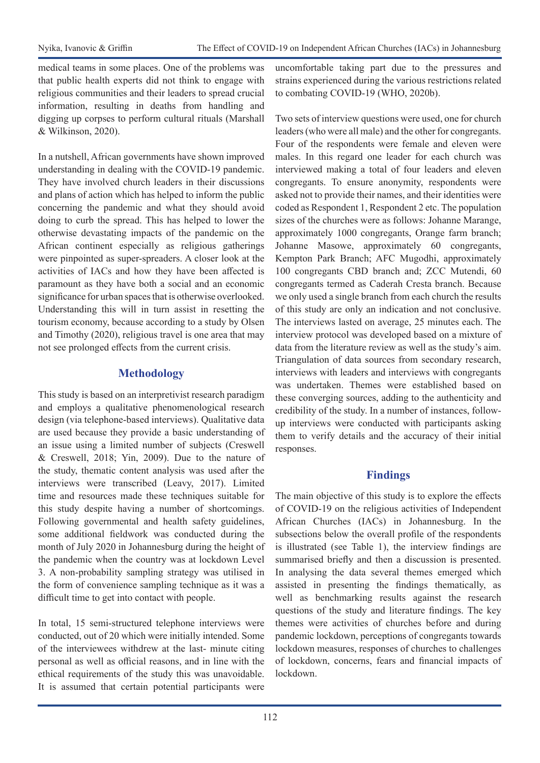medical teams in some places. One of the problems was that public health experts did not think to engage with religious communities and their leaders to spread crucial information, resulting in deaths from handling and digging up corpses to perform cultural rituals (Marshall & Wilkinson, 2020).

In a nutshell, African governments have shown improved understanding in dealing with the COVID-19 pandemic. They have involved church leaders in their discussions and plans of action which has helped to inform the public concerning the pandemic and what they should avoid doing to curb the spread. This has helped to lower the otherwise devastating impacts of the pandemic on the African continent especially as religious gatherings were pinpointed as super-spreaders. A closer look at the activities of IACs and how they have been affected is paramount as they have both a social and an economic significance for urban spaces that is otherwise overlooked. Understanding this will in turn assist in resetting the tourism economy, because according to a study by Olsen and Timothy (2020), religious travel is one area that may not see prolonged effects from the current crisis.

## Methodology

This study is based on an interpretivist research paradigm and employs a qualitative phenomenological research design (via telephone-based interviews). Qualitative data are used because they provide a basic understanding of an issue using a limited number of subjects (Creswell & Creswell, 2018; Yin, 2009). Due to the nature of the study, thematic content analysis was used after the interviews were transcribed (Leavy, 2017). Limited time and resources made these techniques suitable for this study despite having a number of shortcomings. Following governmental and health safety guidelines, some additional fieldwork was conducted during the month of July 2020 in Johannesburg during the height of the pandemic when the country was at lockdown Level 3. A non-probability sampling strategy was utilised in the form of convenience sampling technique as it was a difficult time to get into contact with people.

In total, 15 semi-structured telephone interviews were conducted, out of 20 which were initially intended. Some of the interviewees withdrew at the last- minute citing personal as well as official reasons, and in line with the ethical requirements of the study this was unavoidable. It is assumed that certain potential participants were uncomfortable taking part due to the pressures and strains experienced during the various restrictions related to combating COVID-19 (WHO, 2020b).

Two sets of interview questions were used, one for church leaders (who were all male) and the other for congregants. Four of the respondents were female and eleven were males. In this regard one leader for each church was interviewed making a total of four leaders and eleven congregants. To ensure anonymity, respondents were asked not to provide their names, and their identities were coded as Respondent 1, Respondent 2 etc. The population sizes of the churches were as follows: Johanne Marange, approximately 1000 congregants, Orange farm branch; Johanne Masowe, approximately 60 congregants, Kempton Park Branch; AFC Mugodhi, approximately 100 congregants CBD branch and; ZCC Mutendi, 60 congregants termed as Caderah Cresta branch. Because we only used a single branch from each church the results of this study are only an indication and not conclusive. The interviews lasted on average, 25 minutes each. The interview protocol was developed based on a mixture of data from the literature review as well as the study's aim. Triangulation of data sources from secondary research, interviews with leaders and interviews with congregants was undertaken. Themes were established based on these converging sources, adding to the authenticity and credibility of the study. In a number of instances, follow-up interviews were conducted with participants asking them to verify details and the accuracy of their initial responses.

## Findings

The main objective of this study is to explore the effects of COVID-19 on the religious activities of Independent African Churches (IACs) in Johannesburg. In the subsections below the overall profile of the respondents is illustrated (see Table 1), the interview findings are summarised briefly and then a discussion is presented. In analysing the data several themes emerged which assisted in presenting the findings thematically, as well as benchmarking results against the research questions of the study and literature findings. The key themes were activities of churches before and during pandemic lockdown, perceptions of congregants towards lockdown measures, responses of churches to challenges of lockdown, concerns, fears and financial impacts of lockdown.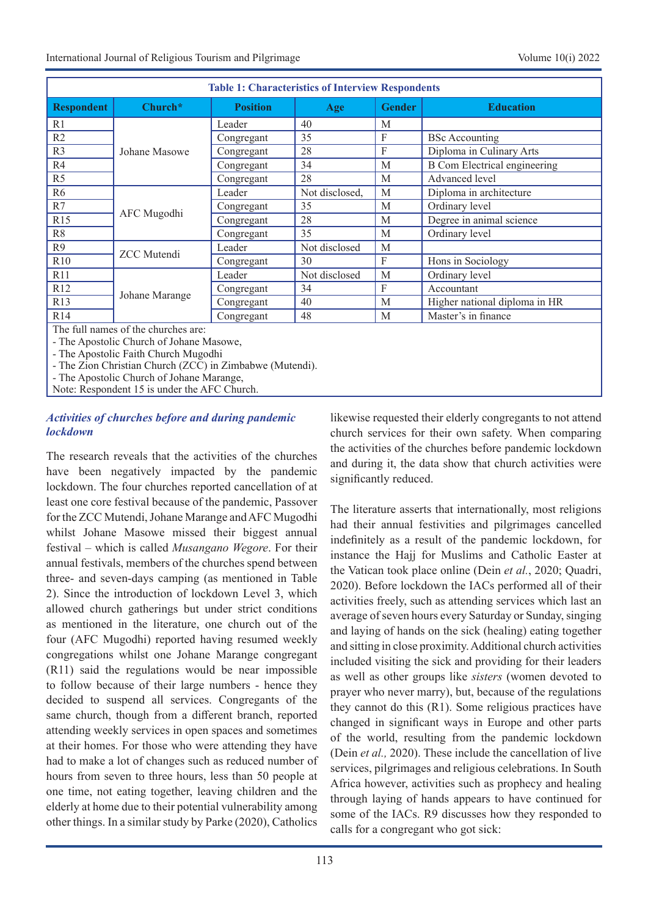**Table 1: Characteristics of Interview Respondents**

| Respondent | Church* | Position | Age | Gender | Education |
|---|---|---|---|---|---|
| R1 | Johane Masowe | Leader | 40 | M | |
| R2 | | Congregant | 35 | F | BSc Accounting |
| R3 | | Congregant | 28 | F | Diploma in Culinary Arts |
| R4 | | Congregant | 34 | M | B Com Electrical engineering |
| R5 | | Congregant | 28 | M | Advanced level |
| R6 | AFC Mugodhi | Leader | Not disclosed, | M | Diploma in architecture |
| R7 | | Congregant | 35 | M | Ordinary level |
| R15 | | Congregant | 28 | M | Degree in animal science |
| R8 | | Congregant | 35 | M | Ordinary level |
| R9 | ZCC Mutendi | Leader | Not disclosed | M | |
| R10 | | Congregant | 30 | F | Hons in Sociology |
| R11 | Johane Marange | Leader | Not disclosed | M | Ordinary level |
| R12 | | Congregant | 34 | F | Accountant |
| R13 | | Congregant | 40 | M | Higher national diploma in HR |
| R14 | | Congregant | 48 | M | Master's in finance |

The full names of the churches are:
- The Apostolic Church of Johane Masowe,
- The Apostolic Faith Church Mugodhi
- The Zion Christian Church (ZCC) in Zimbabwe (Mutendi).
- The Apostolic Church of Johane Marange,

Note: Respondent 15 is under the AFC Church.

### *Activities of churches before and during pandemic lockdown*

The research reveals that the activities of the churches have been negatively impacted by the pandemic lockdown. The four churches reported cancellation of at least one core festival because of the pandemic, Passover for the ZCC Mutendi, Johane Marange and AFC Mugodhi whilst Johane Masowe missed their biggest annual festival – which is called *Musangano Wegore*. For their annual festivals, members of the churches spend between three- and seven-days camping (as mentioned in Table 2). Since the introduction of lockdown Level 3, which allowed church gatherings but under strict conditions as mentioned in the literature, one church out of the four (AFC Mugodhi) reported having resumed weekly congregations whilst one Johane Marange congregant (R11) said the regulations would be near impossible to follow because of their large numbers - hence they decided to suspend all services. Congregants of the same church, though from a different branch, reported attending weekly services in open spaces and sometimes at their homes. For those who were attending they have had to make a lot of changes such as reduced number of hours from seven to three hours, less than 50 people at one time, not eating together, leaving children and the elderly at home due to their potential vulnerability among other things. In a similar study by Parke (2020), Catholics likewise requested their elderly congregants to not attend church services for their own safety. When comparing the activities of the churches before pandemic lockdown and during it, the data show that church activities were significantly reduced.

The literature asserts that internationally, most religions had their annual festivities and pilgrimages cancelled indefinitely as a result of the pandemic lockdown, for instance the Hajj for Muslims and Catholic Easter at the Vatican took place online (Dein *et al.*, 2020; Quadri, 2020). Before lockdown the IACs performed all of their activities freely, such as attending services which last an average of seven hours every Saturday or Sunday, singing and laying of hands on the sick (healing) eating together and sitting in close proximity. Additional church activities included visiting the sick and providing for their leaders as well as other groups like *sisters* (women devoted to prayer who never marry), but, because of the regulations they cannot do this (R1). Some religious practices have changed in significant ways in Europe and other parts of the world, resulting from the pandemic lockdown (Dein *et al.,* 2020). These include the cancellation of live services, pilgrimages and religious celebrations. In South Africa however, activities such as prophecy and healing through laying of hands appears to have continued for some of the IACs. R9 discusses how they responded to calls for a congregant who got sick: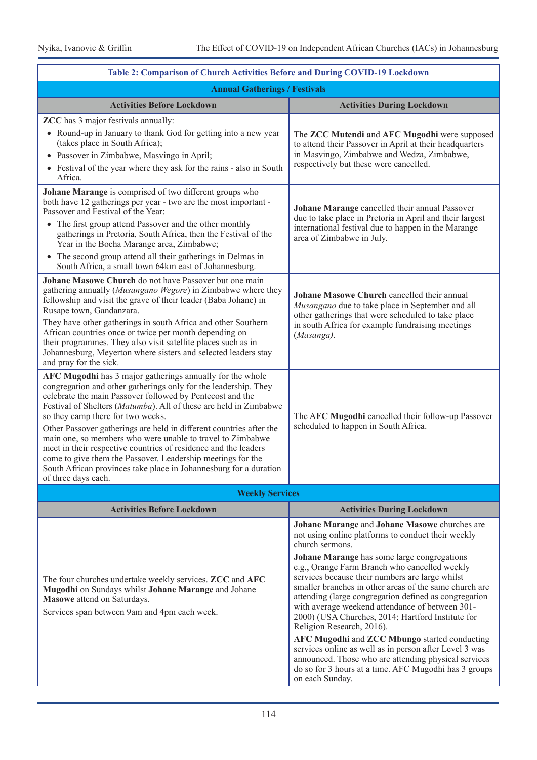**Table 2: Comparison of Church Activities Before and During COVID-19 Lockdown**

| Activities Before Lockdown | Activities During Lockdown |
|---|---|
| **Annual Gatherings / Festivals** | |
| **ZCC** has 3 major festivals annually:<br>• Round-up in January to thank God for getting into a new year (takes place in South Africa);<br>• Passover in Zimbabwe, Masvingo in April;<br>• Festival of the year where they ask for the rains - also in South Africa. | The **ZCC Mutendi a**nd **AFC Mugodhi** were supposed to attend their Passover in April at their headquarters in Masvingo, Zimbabwe and Wedza, Zimbabwe, respectively but these were cancelled. |
| **Johane Marange** is comprised of two different groups who both have 12 gatherings per year - two are the most important - Passover and Festival of the Year:<br>• The first group attend Passover and the other monthly gatherings in Pretoria, South Africa, then the Festival of the Year in the Bocha Marange area, Zimbabwe;<br>• The second group attend all their gatherings in Delmas in South Africa, a small town 64km east of Johannesburg. | **Johane Marange** cancelled their annual Passover due to take place in Pretoria in April and their largest international festival due to happen in the Marange area of Zimbabwe in July. |
| **Johane Masowe Church** do not have Passover but one main gathering annually (*Musangano Wegore*) in Zimbabwe where they fellowship and visit the grave of their leader (Baba Johane) in Rusape town, Gandanzara.<br>They have other gatherings in south Africa and other Southern African countries once or twice per month depending on their programmes. They also visit satellite places such as in Johannesburg, Meyerton where sisters and selected leaders stay and pray for the sick. | **Johane Masowe Church** cancelled their annual *Musangano* due to take place in September and all other gatherings that were scheduled to take place in south Africa for example fundraising meetings (*Masanga)*. |
| **AFC Mugodhi** has 3 major gatherings annually for the whole congregation and other gatherings only for the leadership. They celebrate the main Passover followed by Pentecost and the Festival of Shelters (*Matumba*). All of these are held in Zimbabwe so they camp there for two weeks.<br>Other Passover gatherings are held in different countries after the main one, so members who were unable to travel to Zimbabwe meet in their respective countries of residence and the leaders come to give them the Passover. Leadership meetings for the South African provinces take place in Johannesburg for a duration of three days each. | The A**FC Mugodhi** cancelled their follow-up Passover scheduled to happen in South Africa. |
| **Weekly Services** | |
| The four churches undertake weekly services. **ZCC** and **AFC Mugodhi** on Sundays whilst **Johane Marange** and Johane **Masowe** attend on Saturdays.<br>Services span between 9am and 4pm each week. | **Johane Marange** and **Johane Masowe** churches are not using online platforms to conduct their weekly church sermons.<br>**Johane Marange** has some large congregations e.g., Orange Farm Branch who cancelled weekly services because their numbers are large whilst smaller branches in other areas of the same church are attending (large congregation defined as congregation with average weekend attendance of between 301-2000) (USA Churches, 2014; Hartford Institute for Religion Research, 2016).<br>**AFC Mugodhi** and **ZCC Mbungo** started conducting services online as well as in person after Level 3 was announced. Those who are attending physical services do so for 3 hours at a time. AFC Mugodhi has 3 groups on each Sunday. |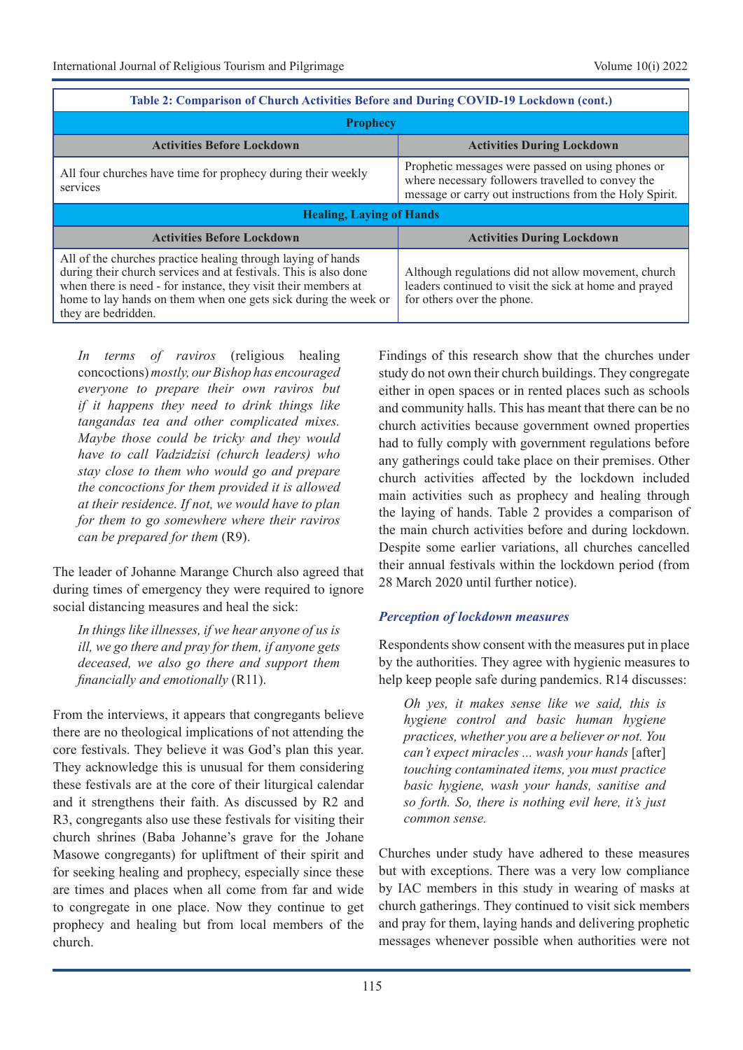**Table 2: Comparison of Church Activities Before and During COVID-19 Lockdown (cont.)**

| Activities Before Lockdown | Activities During Lockdown |
|---|---|
| **Prophecy** | |
| All four churches have time for prophecy during their weekly services | Prophetic messages were passed on using phones or where necessary followers travelled to convey the message or carry out instructions from the Holy Spirit. |
| **Healing, Laying of Hands** | |
| All of the churches practice healing through laying of hands during their church services and at festivals. This is also done when there is need - for instance, they visit their members at home to lay hands on them when one gets sick during the week or they are bedridden. | Although regulations did not allow movement, church leaders continued to visit the sick at home and prayed for others over the phone. |

> *In terms of* raviros (religious healing concoctions) *mostly, our Bishop has encouraged everyone to prepare their own raviros but if it happens they need to drink things like tangandas tea and other complicated mixes. Maybe those could be tricky and they would have to call Vadzidzisi (church leaders) who stay close to them who would go and prepare the concoctions for them provided it is allowed at their residence. If not, we would have to plan for them to go somewhere where their raviros can be prepared for them* (R9).

The leader of Johanne Marange Church also agreed that during times of emergency they were required to ignore social distancing measures and heal the sick:

> *In things like illnesses, if we hear anyone of us is ill, we go there and pray for them, if anyone gets deceased, we also go there and support them financially and emotionally* (R11).

From the interviews, it appears that congregants believe there are no theological implications of not attending the core festivals. They believe it was God's plan this year. They acknowledge this is unusual for them considering these festivals are at the core of their liturgical calendar and it strengthens their faith. As discussed by R2 and R3, congregants also use these festivals for visiting their church shrines (Baba Johanne's grave for the Johane Masowe congregants) for upliftment of their spirit and for seeking healing and prophecy, especially since these are times and places when all come from far and wide to congregate in one place. Now they continue to get prophecy and healing but from local members of the church.

Findings of this research show that the churches under study do not own their church buildings. They congregate either in open spaces or in rented places such as schools and community halls. This has meant that there can be no church activities because government owned properties had to fully comply with government regulations before any gatherings could take place on their premises. Other church activities affected by the lockdown included main activities such as prophecy and healing through the laying of hands. Table 2 provides a comparison of the main church activities before and during lockdown. Despite some earlier variations, all churches cancelled their annual festivals within the lockdown period (from 28 March 2020 until further notice).

### *Perception of lockdown measures*

Respondents show consent with the measures put in place by the authorities. They agree with hygienic measures to help keep people safe during pandemics. R14 discusses:

> *Oh yes, it makes sense like we said, this is hygiene control and basic human hygiene practices, whether you are a believer or not. You can't expect miracles ... wash your hands* [after] *touching contaminated items, you must practice basic hygiene, wash your hands, sanitise and so forth. So, there is nothing evil here, it's just common sense.*

Churches under study have adhered to these measures but with exceptions. There was a very low compliance by IAC members in this study in wearing of masks at church gatherings. They continued to visit sick members and pray for them, laying hands and delivering prophetic messages whenever possible when authorities were not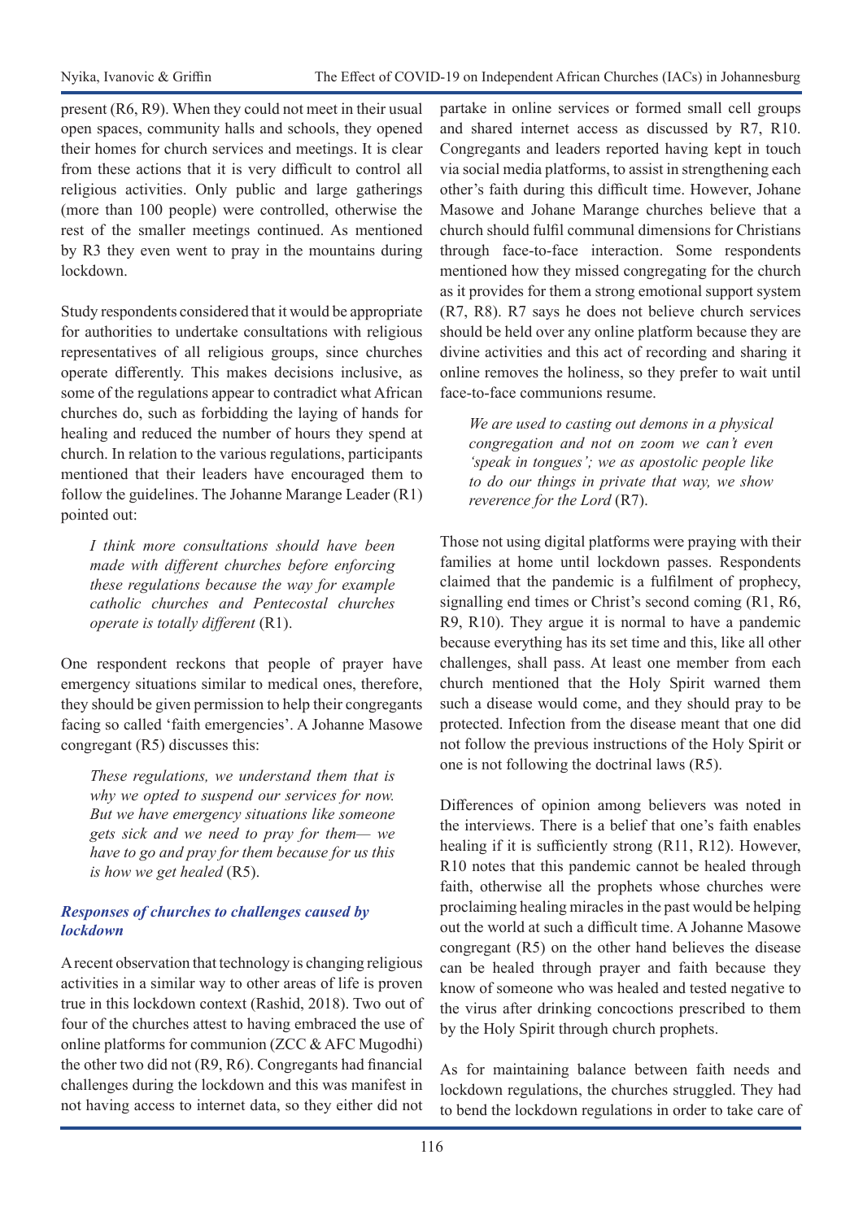present (R6, R9). When they could not meet in their usual open spaces, community halls and schools, they opened their homes for church services and meetings. It is clear from these actions that it is very difficult to control all religious activities. Only public and large gatherings (more than 100 people) were controlled, otherwise the rest of the smaller meetings continued. As mentioned by R3 they even went to pray in the mountains during lockdown.

Study respondents considered that it would be appropriate for authorities to undertake consultations with religious representatives of all religious groups, since churches operate differently. This makes decisions inclusive, as some of the regulations appear to contradict what African churches do, such as forbidding the laying of hands for healing and reduced the number of hours they spend at church. In relation to the various regulations, participants mentioned that their leaders have encouraged them to follow the guidelines. The Johanne Marange Leader (R1) pointed out:

> *I think more consultations should have been made with different churches before enforcing these regulations because the way for example catholic churches and Pentecostal churches operate is totally different* (R1).

One respondent reckons that people of prayer have emergency situations similar to medical ones, therefore, they should be given permission to help their congregants facing so called 'faith emergencies'. A Johanne Masowe congregant (R5) discusses this:

> *These regulations, we understand them that is why we opted to suspend our services for now. But we have emergency situations like someone gets sick and we need to pray for them— we have to go and pray for them because for us this is how we get healed* (R5).

### *Responses of churches to challenges caused by lockdown*

A recent observation that technology is changing religious activities in a similar way to other areas of life is proven true in this lockdown context (Rashid, 2018). Two out of four of the churches attest to having embraced the use of online platforms for communion (ZCC & AFC Mugodhi) the other two did not (R9, R6). Congregants had financial challenges during the lockdown and this was manifest in not having access to internet data, so they either did not partake in online services or formed small cell groups and shared internet access as discussed by R7, R10. Congregants and leaders reported having kept in touch via social media platforms, to assist in strengthening each other's faith during this difficult time. However, Johane Masowe and Johane Marange churches believe that a church should fulfil communal dimensions for Christians through face-to-face interaction. Some respondents mentioned how they missed congregating for the church as it provides for them a strong emotional support system (R7, R8). R7 says he does not believe church services should be held over any online platform because they are divine activities and this act of recording and sharing it online removes the holiness, so they prefer to wait until face-to-face communions resume.

> *We are used to casting out demons in a physical congregation and not on zoom we can't even 'speak in tongues'; we as apostolic people like to do our things in private that way, we show reverence for the Lord* (R7).

Those not using digital platforms were praying with their families at home until lockdown passes. Respondents claimed that the pandemic is a fulfilment of prophecy, signalling end times or Christ's second coming (R1, R6, R9, R10). They argue it is normal to have a pandemic because everything has its set time and this, like all other challenges, shall pass. At least one member from each church mentioned that the Holy Spirit warned them such a disease would come, and they should pray to be protected. Infection from the disease meant that one did not follow the previous instructions of the Holy Spirit or one is not following the doctrinal laws (R5).

Differences of opinion among believers was noted in the interviews. There is a belief that one's faith enables healing if it is sufficiently strong (R11, R12). However, R10 notes that this pandemic cannot be healed through faith, otherwise all the prophets whose churches were proclaiming healing miracles in the past would be helping out the world at such a difficult time. A Johanne Masowe congregant (R5) on the other hand believes the disease can be healed through prayer and faith because they know of someone who was healed and tested negative to the virus after drinking concoctions prescribed to them by the Holy Spirit through church prophets.

As for maintaining balance between faith needs and lockdown regulations, the churches struggled. They had to bend the lockdown regulations in order to take care of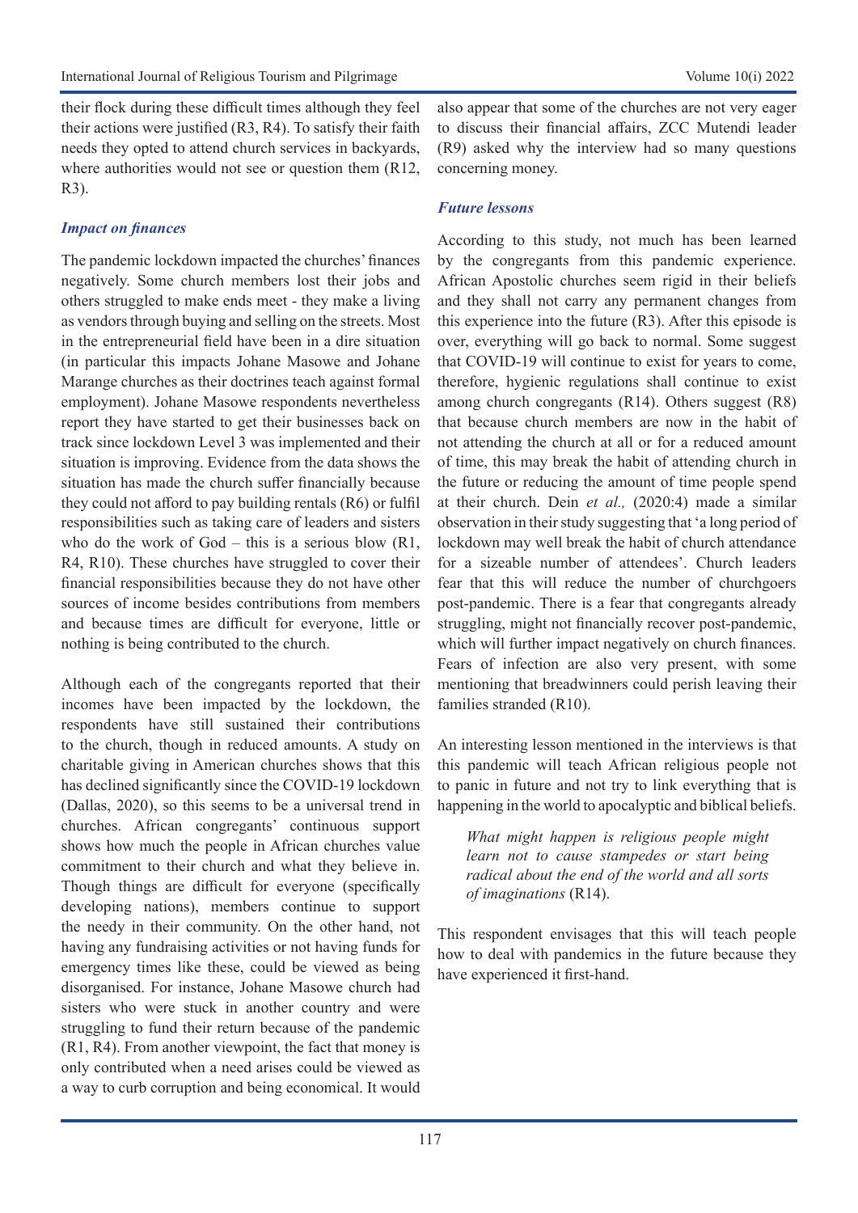their flock during these difficult times although they feel their actions were justified (R3, R4). To satisfy their faith needs they opted to attend church services in backyards, where authorities would not see or question them (R12, R3).

### *Impact on finances*

The pandemic lockdown impacted the churches' finances negatively. Some church members lost their jobs and others struggled to make ends meet - they make a living as vendors through buying and selling on the streets. Most in the entrepreneurial field have been in a dire situation (in particular this impacts Johane Masowe and Johane Marange churches as their doctrines teach against formal employment). Johane Masowe respondents nevertheless report they have started to get their businesses back on track since lockdown Level 3 was implemented and their situation is improving. Evidence from the data shows the situation has made the church suffer financially because they could not afford to pay building rentals (R6) or fulfil responsibilities such as taking care of leaders and sisters who do the work of God – this is a serious blow (R1, R4, R10). These churches have struggled to cover their financial responsibilities because they do not have other sources of income besides contributions from members and because times are difficult for everyone, little or nothing is being contributed to the church.

Although each of the congregants reported that their incomes have been impacted by the lockdown, the respondents have still sustained their contributions to the church, though in reduced amounts. A study on charitable giving in American churches shows that this has declined significantly since the COVID-19 lockdown (Dallas, 2020), so this seems to be a universal trend in churches. African congregants' continuous support shows how much the people in African churches value commitment to their church and what they believe in. Though things are difficult for everyone (specifically developing nations), members continue to support the needy in their community. On the other hand, not having any fundraising activities or not having funds for emergency times like these, could be viewed as being disorganised. For instance, Johane Masowe church had sisters who were stuck in another country and were struggling to fund their return because of the pandemic (R1, R4). From another viewpoint, the fact that money is only contributed when a need arises could be viewed as a way to curb corruption and being economical. It would also appear that some of the churches are not very eager to discuss their financial affairs, ZCC Mutendi leader (R9) asked why the interview had so many questions concerning money.

### *Future lessons*

According to this study, not much has been learned by the congregants from this pandemic experience. African Apostolic churches seem rigid in their beliefs and they shall not carry any permanent changes from this experience into the future (R3). After this episode is over, everything will go back to normal. Some suggest that COVID-19 will continue to exist for years to come, therefore, hygienic regulations shall continue to exist among church congregants (R14). Others suggest (R8) that because church members are now in the habit of not attending the church at all or for a reduced amount of time, this may break the habit of attending church in the future or reducing the amount of time people spend at their church. Dein *et al.,* (2020:4) made a similar observation in their study suggesting that 'a long period of lockdown may well break the habit of church attendance for a sizeable number of attendees'. Church leaders fear that this will reduce the number of churchgoers post-pandemic. There is a fear that congregants already struggling, might not financially recover post-pandemic, which will further impact negatively on church finances. Fears of infection are also very present, with some mentioning that breadwinners could perish leaving their families stranded (R10).

An interesting lesson mentioned in the interviews is that this pandemic will teach African religious people not to panic in future and not try to link everything that is happening in the world to apocalyptic and biblical beliefs.

> *What might happen is religious people might learn not to cause stampedes or start being radical about the end of the world and all sorts of imaginations* (R14).

This respondent envisages that this will teach people how to deal with pandemics in the future because they have experienced it first-hand.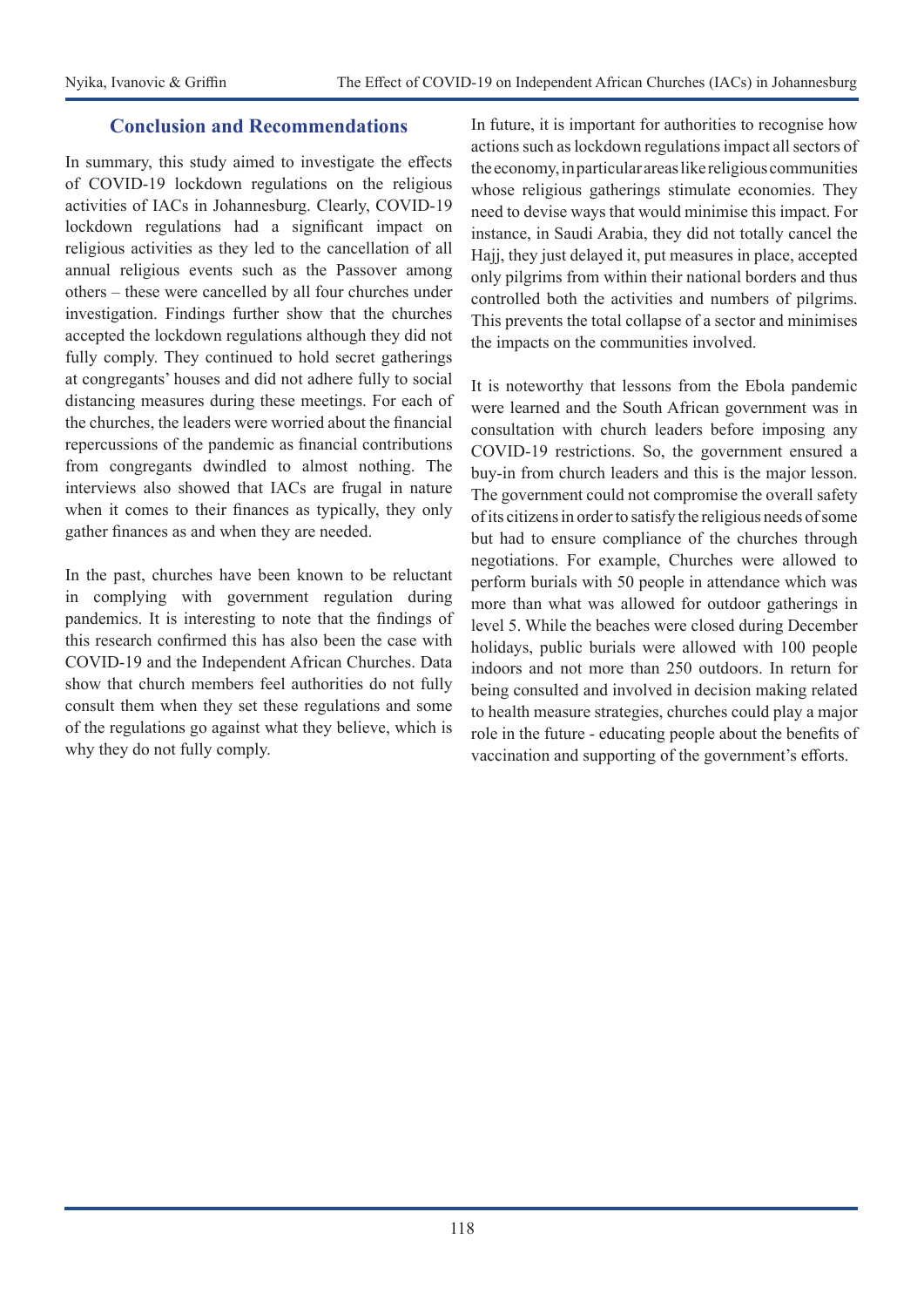## Conclusion and Recommendations

In summary, this study aimed to investigate the effects of COVID-19 lockdown regulations on the religious activities of IACs in Johannesburg. Clearly, COVID-19 lockdown regulations had a significant impact on religious activities as they led to the cancellation of all annual religious events such as the Passover among others – these were cancelled by all four churches under investigation. Findings further show that the churches accepted the lockdown regulations although they did not fully comply. They continued to hold secret gatherings at congregants' houses and did not adhere fully to social distancing measures during these meetings. For each of the churches, the leaders were worried about the financial repercussions of the pandemic as financial contributions from congregants dwindled to almost nothing. The interviews also showed that IACs are frugal in nature when it comes to their finances as typically, they only gather finances as and when they are needed.

In the past, churches have been known to be reluctant in complying with government regulation during pandemics. It is interesting to note that the findings of this research confirmed this has also been the case with COVID-19 and the Independent African Churches. Data show that church members feel authorities do not fully consult them when they set these regulations and some of the regulations go against what they believe, which is why they do not fully comply.

In future, it is important for authorities to recognise how actions such as lockdown regulations impact all sectors of the economy, in particular areas like religious communities whose religious gatherings stimulate economies. They need to devise ways that would minimise this impact. For instance, in Saudi Arabia, they did not totally cancel the Hajj, they just delayed it, put measures in place, accepted only pilgrims from within their national borders and thus controlled both the activities and numbers of pilgrims. This prevents the total collapse of a sector and minimises the impacts on the communities involved.

It is noteworthy that lessons from the Ebola pandemic were learned and the South African government was in consultation with church leaders before imposing any COVID-19 restrictions. So, the government ensured a buy-in from church leaders and this is the major lesson. The government could not compromise the overall safety of its citizens in order to satisfy the religious needs of some but had to ensure compliance of the churches through negotiations. For example, Churches were allowed to perform burials with 50 people in attendance which was more than what was allowed for outdoor gatherings in level 5. While the beaches were closed during December holidays, public burials were allowed with 100 people indoors and not more than 250 outdoors. In return for being consulted and involved in decision making related to health measure strategies, churches could play a major role in the future - educating people about the benefits of vaccination and supporting of the government's efforts.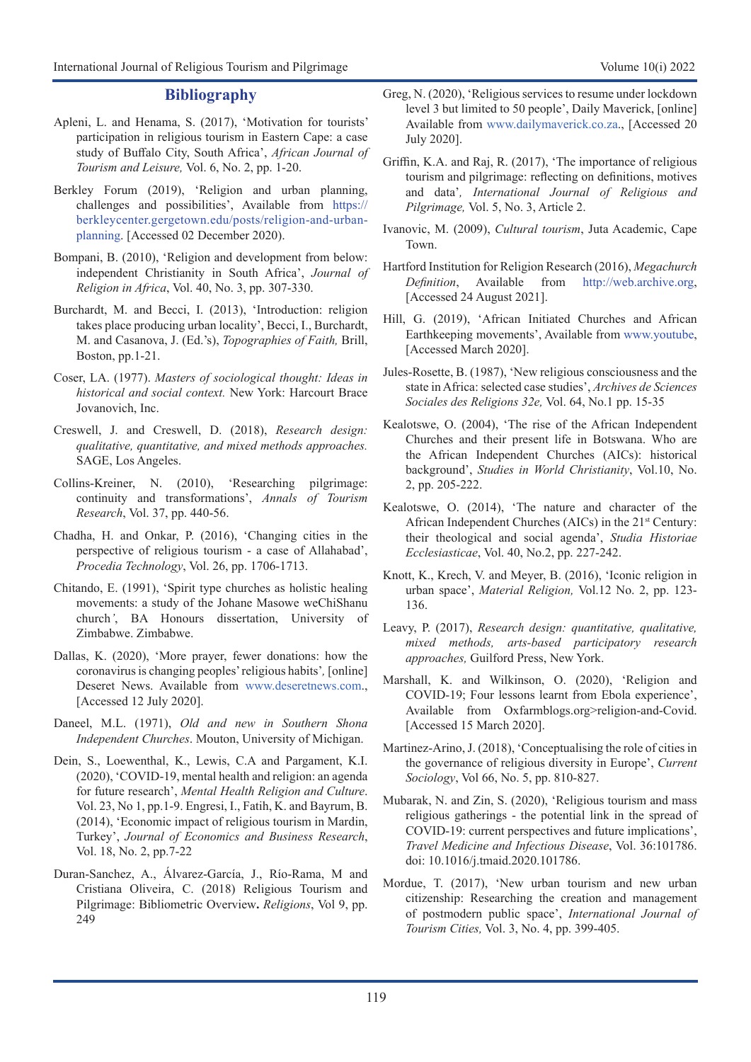## Bibliography

Apleni, L. and Henama, S. (2017), 'Motivation for tourists' participation in religious tourism in Eastern Cape: a case study of Buffalo City, South Africa', *African Journal of Tourism and Leisure,* Vol. 6, No. 2, pp. 1-20.

Berkley Forum (2019), 'Religion and urban planning, challenges and possibilities', Available from https://berkleycenter.gergetown.edu/posts/religion-and-urban-planning. [Accessed 02 December 2020).

Bompani, B. (2010), 'Religion and development from below: independent Christianity in South Africa', *Journal of Religion in Africa*, Vol. 40, No. 3, pp. 307-330.

Burchardt, M. and Becci, I. (2013), 'Introduction: religion takes place producing urban locality', Becci, I., Burchardt, M. and Casanova, J. (Ed.'s), *Topographies of Faith,* Brill, Boston, pp.1-21.

Coser, LA. (1977). *Masters of sociological thought: Ideas in historical and social context.* New York: Harcourt Brace Jovanovich, Inc.

Creswell, J. and Creswell, D. (2018), *Research design: qualitative, quantitative, and mixed methods approaches.* SAGE, Los Angeles.

Collins-Kreiner, N. (2010), 'Researching pilgrimage: continuity and transformations', *Annals of Tourism Research*, Vol. 37, pp. 440-56.

Chadha, H. and Onkar, P. (2016), 'Changing cities in the perspective of religious tourism - a case of Allahabad', *Procedia Technology*, Vol. 26, pp. 1706-1713.

Chitando, E. (1991), 'Spirit type churches as holistic healing movements: a study of the Johane Masowe weChiShanu church', BA Honours dissertation, University of Zimbabwe. Zimbabwe.

Dallas, K. (2020), 'More prayer, fewer donations: how the coronavirus is changing peoples' religious habits', [online] Deseret News. Available from www.deseretnews.com., [Accessed 12 July 2020].

Daneel, M.L. (1971), *Old and new in Southern Shona Independent Churches*. Mouton, University of Michigan.

Dein, S., Loewenthal, K., Lewis, C.A and Pargament, K.I. (2020), 'COVID-19, mental health and religion: an agenda for future research', *Mental Health Religion and Culture*. Vol. 23, No 1, pp.1-9. Engresi, I., Fatih, K. and Bayrum, B. (2014), 'Economic impact of religious tourism in Mardin, Turkey', *Journal of Economics and Business Research*, Vol. 18, No. 2, pp.7-22

Duran-Sanchez, A., Álvarez-García, J., Río-Rama, M and Cristiana Oliveira, C. (2018) Religious Tourism and Pilgrimage: Bibliometric Overview**.** *Religions*, Vol 9, pp. 249

Greg, N. (2020), 'Religious services to resume under lockdown level 3 but limited to 50 people', Daily Maverick, [online] Available from www.dailymaverick.co.za., [Accessed 20 July 2020].

Griffin, K.A. and Raj, R. (2017), 'The importance of religious tourism and pilgrimage: reflecting on definitions, motives and data', *International Journal of Religious and Pilgrimage,* Vol. 5, No. 3, Article 2.

Ivanovic, M. (2009), *Cultural tourism*, Juta Academic, Cape Town.

Hartford Institution for Religion Research (2016), *Megachurch Definition*, Available from http://web.archive.org, [Accessed 24 August 2021].

Hill, G. (2019), 'African Initiated Churches and African Earthkeeping movements', Available from www.youtube, [Accessed March 2020].

Jules-Rosette, B. (1987), 'New religious consciousness and the state in Africa: selected case studies', *Archives de Sciences Sociales des Religions 32e,* Vol. 64, No.1 pp. 15-35

Kealotswe, O. (2004), 'The rise of the African Independent Churches and their present life in Botswana. Who are the African Independent Churches (AICs): historical background', *Studies in World Christianity*, Vol.10, No. 2, pp. 205-222.

Kealotswe, O. (2014), 'The nature and character of the African Independent Churches (AICs) in the 21st Century: their theological and social agenda', *Studia Historiae Ecclesiasticae*, Vol. 40, No.2, pp. 227-242.

Knott, K., Krech, V. and Meyer, B. (2016), 'Iconic religion in urban space', *Material Religion,* Vol.12 No. 2, pp. 123-136.

Leavy, P. (2017), *Research design: quantitative, qualitative, mixed methods, arts-based participatory research approaches,* Guilford Press, New York.

Marshall, K. and Wilkinson, O. (2020), 'Religion and COVID-19; Four lessons learnt from Ebola experience', Available from Oxfarmblogs.org>religion-and-Covid. [Accessed 15 March 2020].

Martinez-Arino, J. (2018), 'Conceptualising the role of cities in the governance of religious diversity in Europe', *Current Sociology*, Vol 66, No. 5, pp. 810-827.

Mubarak, N. and Zin, S. (2020), 'Religious tourism and mass religious gatherings - the potential link in the spread of COVID-19: current perspectives and future implications', *Travel Medicine and Infectious Disease*, Vol. 36:101786. doi: 10.1016/j.tmaid.2020.101786.

Mordue, T. (2017), 'New urban tourism and new urban citizenship: Researching the creation and management of postmodern public space', *International Journal of Tourism Cities,* Vol. 3, No. 4, pp. 399-405.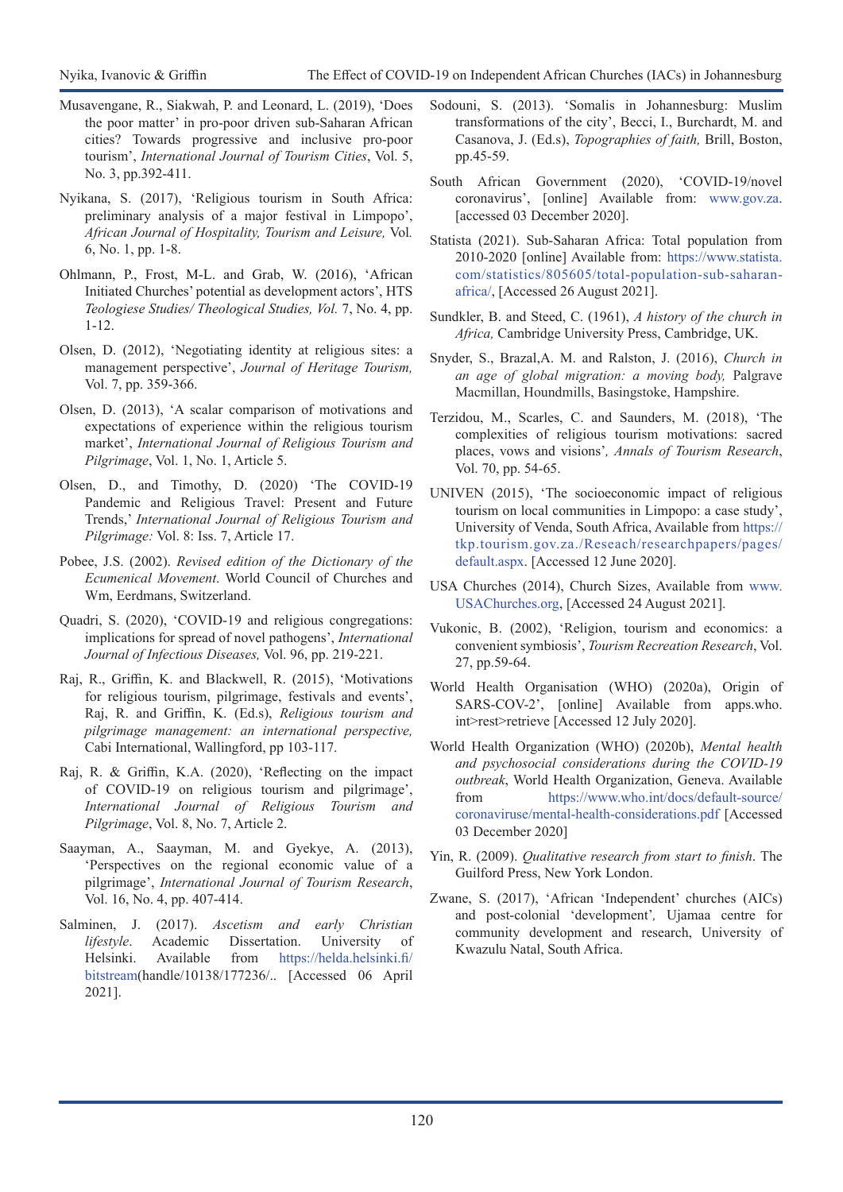Musavengane, R., Siakwah, P. and Leonard, L. (2019), 'Does the poor matter' in pro-poor driven sub-Saharan African cities? Towards progressive and inclusive pro-poor tourism', *International Journal of Tourism Cities*, Vol. 5, No. 3, pp.392-411.

Nyikana, S. (2017), 'Religious tourism in South Africa: preliminary analysis of a major festival in Limpopo', *African Journal of Hospitality, Tourism and Leisure,* Vol*.* 6, No. 1, pp. 1-8.

Ohlmann, P., Frost, M-L. and Grab, W. (2016), 'African Initiated Churches' potential as development actors', HTS *Teologiese Studies/ Theological Studies, Vol.* 7, No. 4, pp. 1-12.

Olsen, D. (2012), 'Negotiating identity at religious sites: a management perspective', *Journal of Heritage Tourism,* Vol. 7, pp. 359-366.

Olsen, D. (2013), 'A scalar comparison of motivations and expectations of experience within the religious tourism market', *International Journal of Religious Tourism and Pilgrimage*, Vol. 1, No. 1, Article 5.

Olsen, D., and Timothy, D. (2020) 'The COVID-19 Pandemic and Religious Travel: Present and Future Trends,' *International Journal of Religious Tourism and Pilgrimage:* Vol. 8: Iss. 7, Article 17.

Pobee, J.S. (2002). *Revised edition of the Dictionary of the Ecumenical Movement*. World Council of Churches and Wm, Eerdmans, Switzerland.

Quadri, S. (2020), 'COVID-19 and religious congregations: implications for spread of novel pathogens', *International Journal of Infectious Diseases,* Vol. 96, pp. 219-221.

Raj, R., Griffin, K. and Blackwell, R. (2015), 'Motivations for religious tourism, pilgrimage, festivals and events', Raj, R. and Griffin, K. (Ed.s), *Religious tourism and pilgrimage management: an international perspective,* Cabi International, Wallingford, pp 103-117.

Raj, R. & Griffin, K.A. (2020), 'Reflecting on the impact of COVID-19 on religious tourism and pilgrimage', *International Journal of Religious Tourism and Pilgrimage*, Vol. 8, No. 7, Article 2.

Saayman, A., Saayman, M. and Gyekye, A. (2013), 'Perspectives on the regional economic value of a pilgrimage', *International Journal of Tourism Research*, Vol. 16, No. 4, pp. 407-414.

Salminen, J. (2017). *Ascetism and early Christian lifestyle*. Academic Dissertation. University of Helsinki. Available from https://helda.helsinki.fi/bitstream(handle/10138/177236/.. [Accessed 06 April 2021].

Sodouni, S. (2013). 'Somalis in Johannesburg: Muslim transformations of the city', Becci, I., Burchardt, M. and Casanova, J. (Ed.s), *Topographies of faith,* Brill, Boston, pp.45-59.

South African Government (2020), 'COVID-19/novel coronavirus', [online] Available from: www.gov.za. [accessed 03 December 2020].

Statista (2021). Sub-Saharan Africa: Total population from 2010-2020 [online] Available from: https://www.statista.com/statistics/805605/total-population-sub-saharan-africa/, [Accessed 26 August 2021].

Sundkler, B. and Steed, C. (1961), *A history of the church in Africa,* Cambridge University Press, Cambridge, UK.

Snyder, S., Brazal,A. M. and Ralston, J. (2016), *Church in an age of global migration: a moving body,* Palgrave Macmillan, Houndmills, Basingstoke, Hampshire.

Terzidou, M., Scarles, C. and Saunders, M. (2018), 'The complexities of religious tourism motivations: sacred places, vows and visions'*, Annals of Tourism Research*, Vol. 70, pp. 54-65.

UNIVEN (2015), 'The socioeconomic impact of religious tourism on local communities in Limpopo: a case study', University of Venda, South Africa, Available from https://tkp.tourism.gov.za./Reseach/researchpapers/pages/default.aspx. [Accessed 12 June 2020].

USA Churches (2014), Church Sizes, Available from www.USAChurches.org, [Accessed 24 August 2021].

Vukonic, B. (2002), 'Religion, tourism and economics: a convenient symbiosis', *Tourism Recreation Research*, Vol. 27, pp.59-64.

World Health Organisation (WHO) (2020a), Origin of SARS-COV-2', [online] Available from apps.who.int>rest>retrieve [Accessed 12 July 2020].

World Health Organization (WHO) (2020b), *Mental health and psychosocial considerations during the COVID-19 outbreak*, World Health Organization, Geneva. Available from https://www.who.int/docs/default-source/coronaviruse/mental-health-considerations.pdf [Accessed 03 December 2020]

Yin, R. (2009). *Qualitative research from start to finish*. The Guilford Press, New York London.

Zwane, S. (2017), 'African 'Independent' churches (AICs) and post-colonial 'development'*,* Ujamaa centre for community development and research, University of Kwazulu Natal, South Africa.